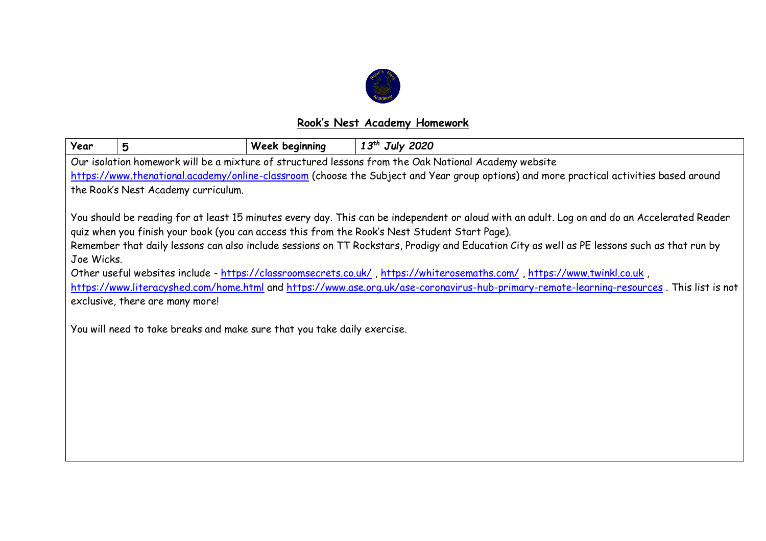## Rook's Nest Academy Homework

| Year | 5 | Week beginning | *13th July 2020* |
| --- | --- | --- | --- |

Our isolation homework will be a mixture of structured lessons from the Oak National Academy website https://www.thenational.academy/online-classroom (choose the Subject and Year group options) and more practical activities based around the Rook's Nest Academy curriculum.

You should be reading for at least 15 minutes every day. This can be independent or aloud with an adult. Log on and do an Accelerated Reader quiz when you finish your book (you can access this from the Rook's Nest Student Start Page).

Remember that daily lessons can also include sessions on TT Rockstars, Prodigy and Education City as well as PE lessons such as that run by Joe Wicks.

Other useful websites include - https://classroomsecrets.co.uk/ , https://whiterosemaths.com/ , https://www.twinkl.co.uk , https://www.literacyshed.com/home.html and https://www.ase.org.uk/ase-coronavirus-hub-primary-remote-learning-resources . This list is not exclusive, there are many more!

You will need to take breaks and make sure that you take daily exercise.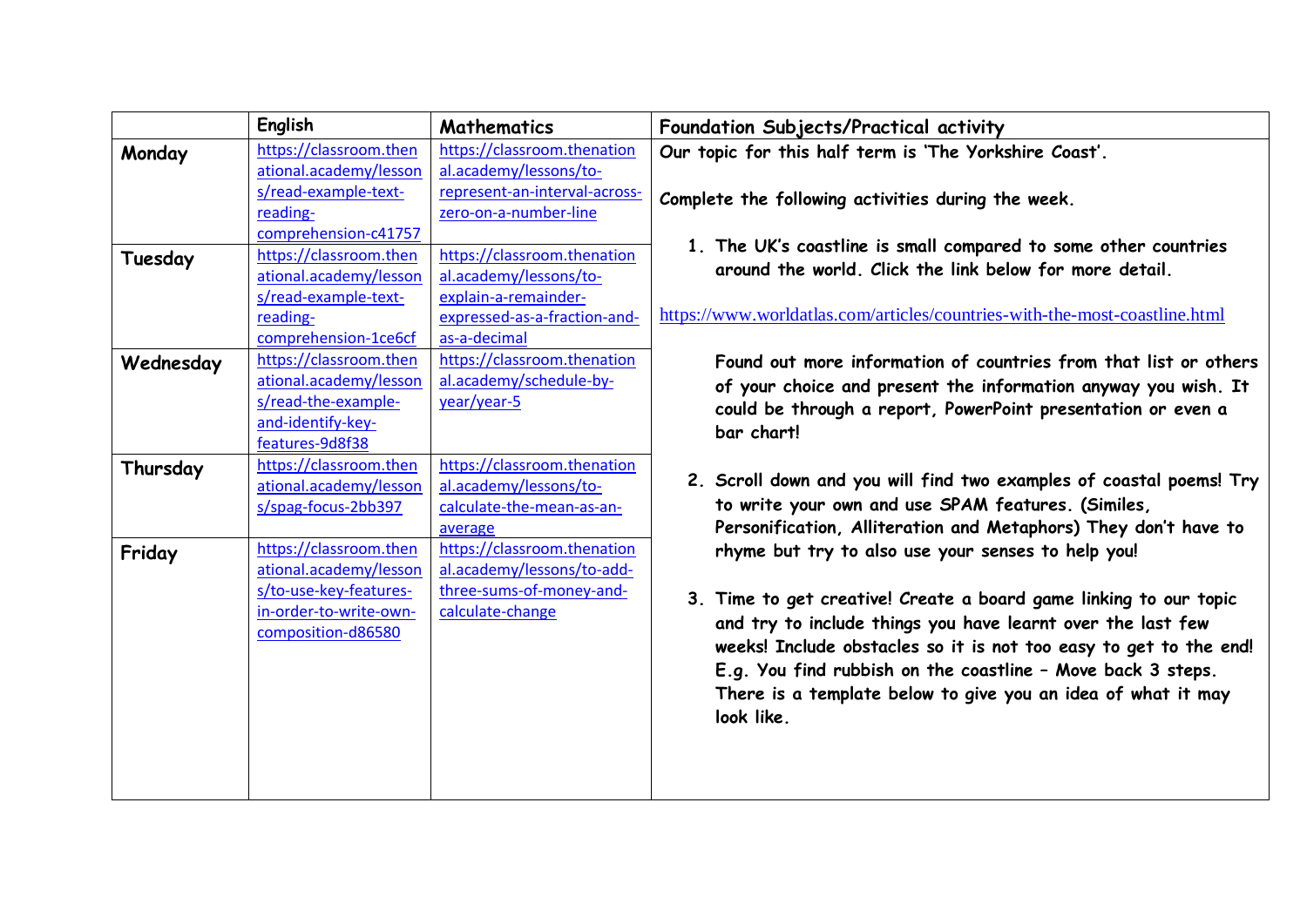| | English | Mathematics | Foundation Subjects/Practical activity |
|---|---|---|---|
| **Monday** | https://classroom.thenational.academy/lessons/read-example-text-reading-comprehension-c41757 | https://classroom.thenational.academy/lessons/to-represent-an-interval-across-zero-on-a-number-line | **Our topic for this half term is 'The Yorkshire Coast'.** <br><br> **Complete the following activities during the week.** <br><br> **1. The UK's coastline is small compared to some other countries around the world. Click the link below for more detail.** <br><br> https://www.worldatlas.com/articles/countries-with-the-most-coastline.html <br><br> **Found out more information of countries from that list or others of your choice and present the information anyway you wish. It could be through a report, PowerPoint presentation or even a bar chart!** <br><br> **2. Scroll down and you will find two examples of coastal poems! Try to write your own and use SPAM features. (Similes, Personification, Alliteration and Metaphors) They don't have to rhyme but try to also use your senses to help you!** <br><br> **3. Time to get creative! Create a board game linking to our topic and try to include things you have learnt over the last few weeks! Include obstacles so it is not too easy to get to the end! E.g. You find rubbish on the coastline – Move back 3 steps. There is a template below to give you an idea of what it may look like.** |
| **Tuesday** | https://classroom.thenational.academy/lessons/read-example-text-reading-comprehension-1ce6cf | https://classroom.thenational.academy/lessons/to-explain-a-remainder-expressed-as-a-fraction-and-as-a-decimal | |
| **Wednesday** | https://classroom.thenational.academy/lessons/read-the-example-and-identify-key-features-9d8f38 | https://classroom.thenational.academy/schedule-by-year/year-5 | |
| **Thursday** | https://classroom.thenational.academy/lessons/spag-focus-2bb397 | https://classroom.thenational.academy/lessons/to-calculate-the-mean-as-an-average | |
| **Friday** | https://classroom.thenational.academy/lessons/to-use-key-features-in-order-to-write-own-composition-d86580 | https://classroom.thenational.academy/lessons/to-add-three-sums-of-money-and-calculate-change | |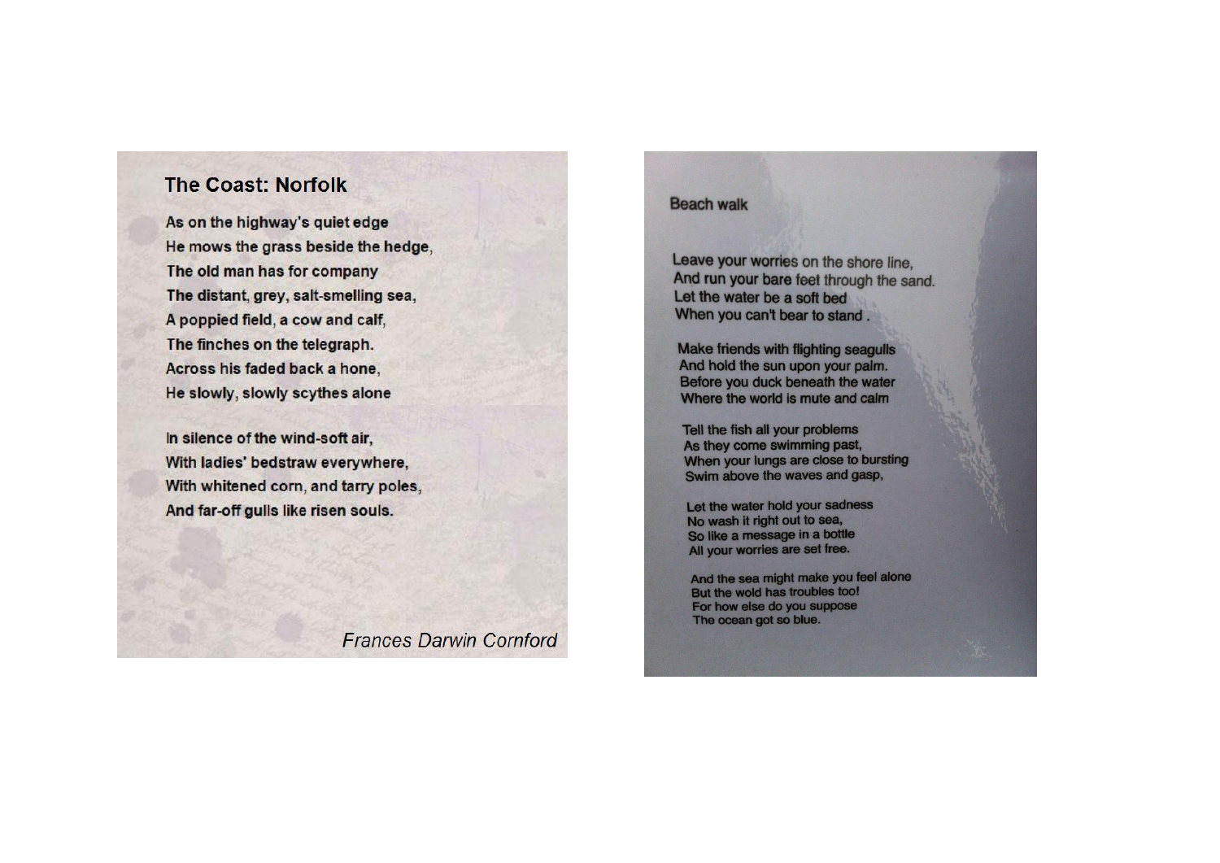## The Coast: Norfolk

As on the highway's quiet edge
He mows the grass beside the hedge,
The old man has for company
The distant, grey, salt-smelling sea,
A poppied field, a cow and calf,
The finches on the telegraph.
Across his faded back a hone,
He slowly, slowly scythes alone

In silence of the wind-soft air,
With ladies' bedstraw everywhere,
With whitened corn, and tarry poles,
And far-off gulls like risen souls.

*Frances Darwin Cornford*

## Beach walk

Leave your worries on the shore line,
And run your bare feet through the sand.
Let the water be a soft bed
When you can't bear to stand .

Make friends with flighting seagulls
And hold the sun upon your palm.
Before you duck beneath the water
Where the world is mute and calm

Tell the fish all your problems
As they come swimming past,
When your lungs are close to bursting
Swim above the waves and gasp,

Let the water hold your sadness
No wash it right out to sea,
So like a message in a bottle
All your worries are set free.

And the sea might make you feel alone
But the wold has troubles too!
For how else do you suppose
The ocean got so blue.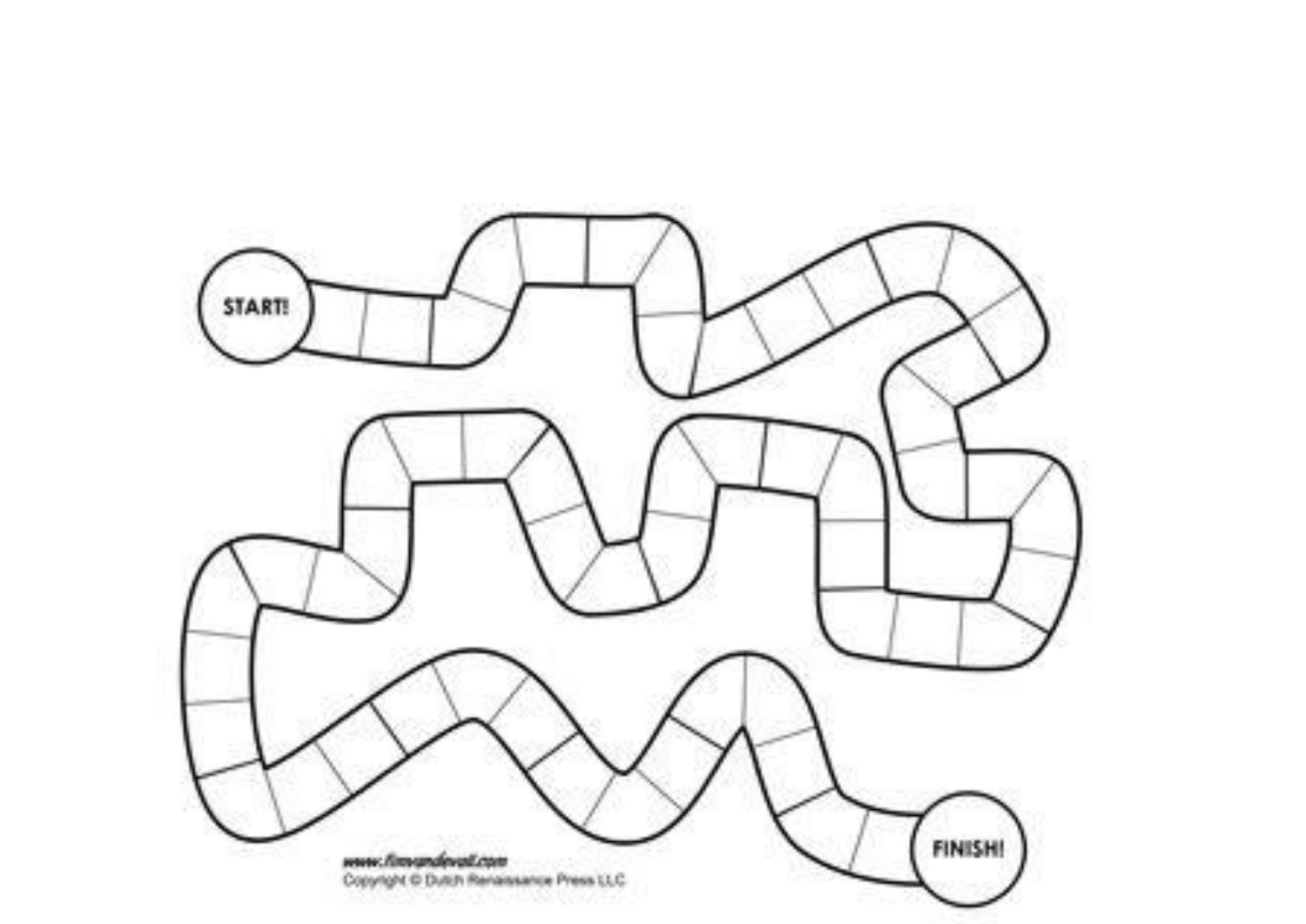START!

FINISH!

www.timvandevall.com
Copyright © Dutch Renaissance Press LLC